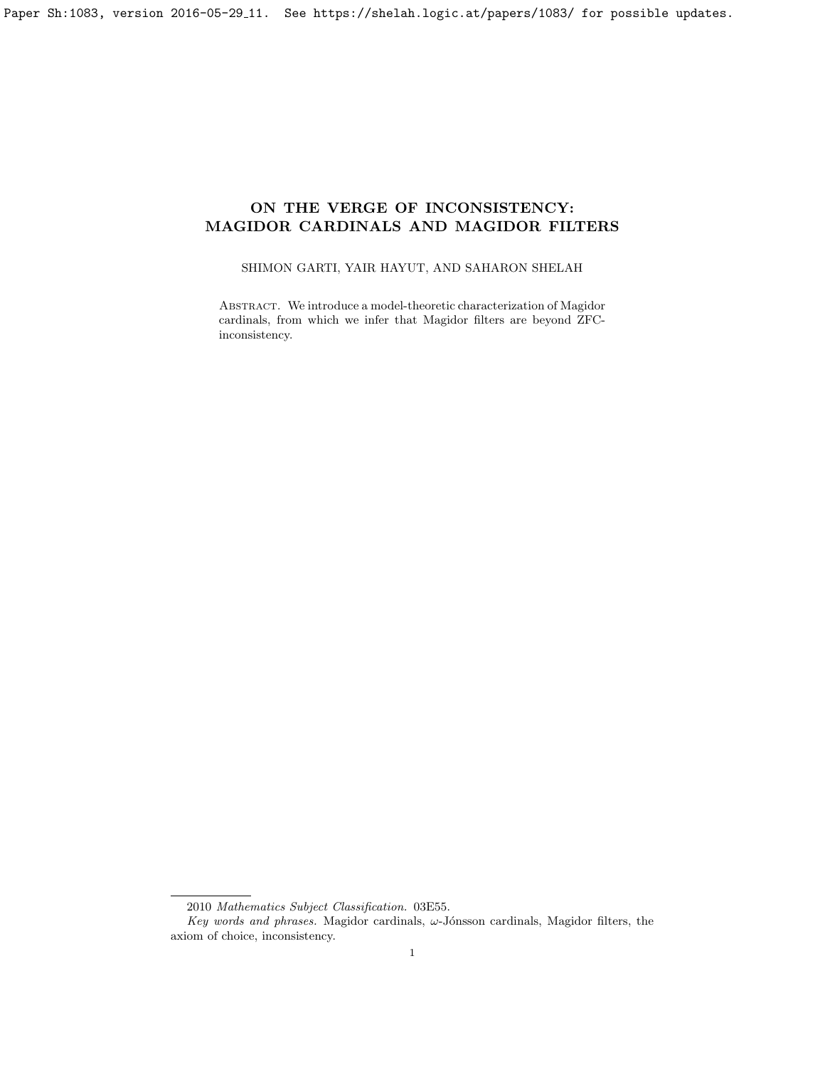# ON THE VERGE OF INCONSISTENCY: MAGIDOR CARDINALS AND MAGIDOR FILTERS

SHIMON GARTI, YAIR HAYUT, AND SAHARON SHELAH

Abstract. We introduce a model-theoretic characterization of Magidor cardinals, from which we infer that Magidor filters are beyond ZFC-inconsistency.

2010 *Mathematics Subject Classification.* 03E55.

*Key words and phrases.* Magidor cardinals, $\omega$-Jónsson cardinals, Magidor filters, the axiom of choice, inconsistency.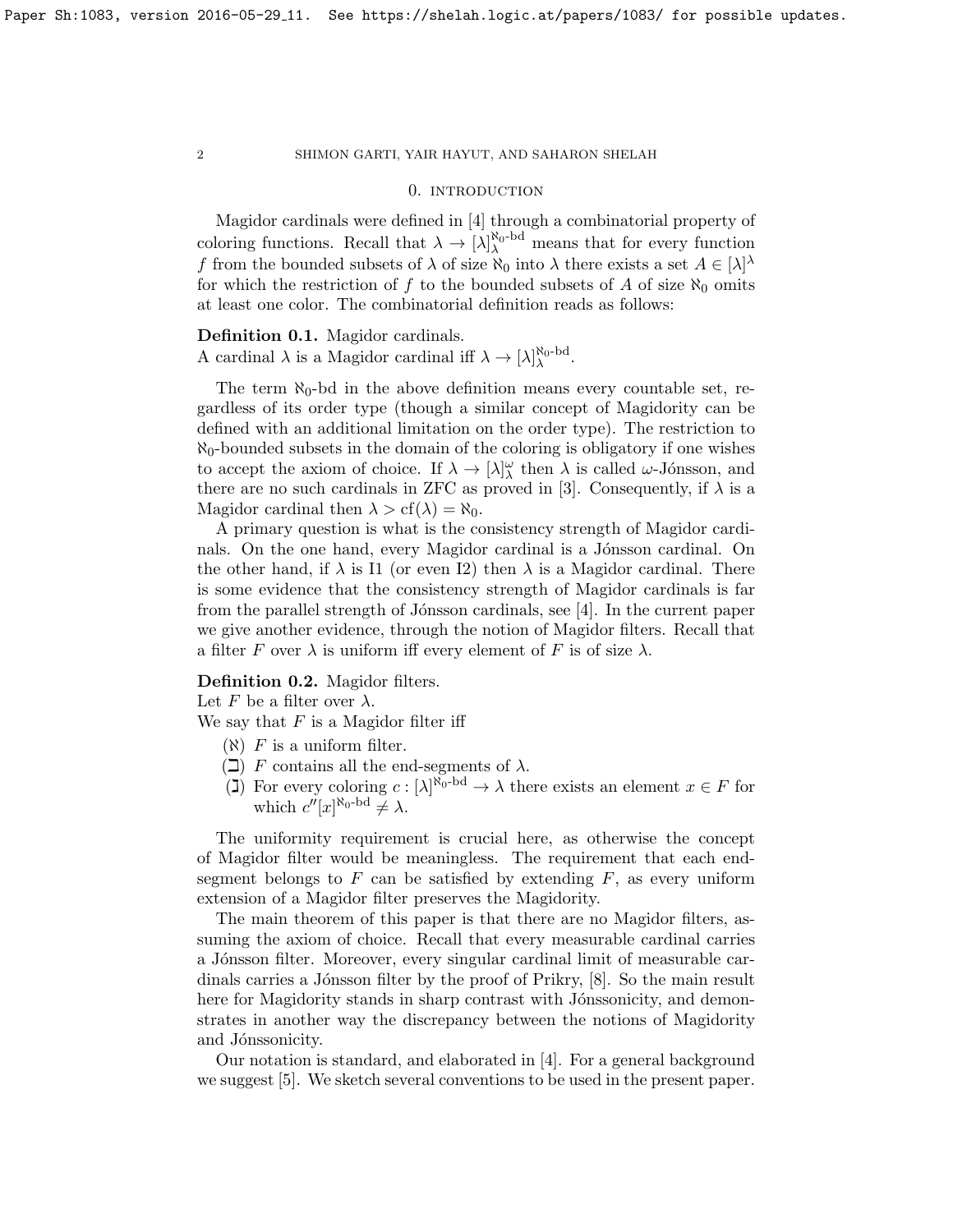## 0. Introduction

Magidor cardinals were defined in [4] through a combinatorial property of coloring functions. Recall that $\lambda \to [\lambda]^{\aleph_0\text{-bd}}_\lambda$ means that for every function $f$ from the bounded subsets of $\lambda$ of size $\aleph_0$ into $\lambda$ there exists a set $A \in [\lambda]^\lambda$ for which the restriction of $f$ to the bounded subsets of $A$ of size $\aleph_0$ omits at least one color. The combinatorial definition reads as follows:

**Definition 0.1.** Magidor cardinals.
A cardinal $\lambda$ is a Magidor cardinal iff $\lambda \to [\lambda]^{\aleph_0\text{-bd}}_\lambda$.

The term $\aleph_0$-bd in the above definition means every countable set, regardless of its order type (though a similar concept of Magidority can be defined with an additional limitation on the order type). The restriction to $\aleph_0$-bounded subsets in the domain of the coloring is obligatory if one wishes to accept the axiom of choice. If $\lambda \to [\lambda]^\omega_\lambda$ then $\lambda$ is called $\omega$-Jónsson, and there are no such cardinals in ZFC as proved in [3]. Consequently, if $\lambda$ is a Magidor cardinal then $\lambda > \mathrm{cf}(\lambda) = \aleph_0$.

A primary question is what is the consistency strength of Magidor cardinals. On the one hand, every Magidor cardinal is a Jónsson cardinal. On the other hand, if $\lambda$ is I1 (or even I2) then $\lambda$ is a Magidor cardinal. There is some evidence that the consistency strength of Magidor cardinals is far from the parallel strength of Jónsson cardinals, see [4]. In the current paper we give another evidence, through the notion of Magidor filters. Recall that a filter $F$ over $\lambda$ is uniform iff every element of $F$ is of size $\lambda$.

**Definition 0.2.** Magidor filters.
Let $F$ be a filter over $\lambda$.
We say that $F$ is a Magidor filter iff

- ($\aleph$) $F$ is a uniform filter.
- ($\beth$) $F$ contains all the end-segments of $\lambda$.
- ($\gimel$) For every coloring $c : [\lambda]^{\aleph_0\text{-bd}} \to \lambda$ there exists an element $x \in F$ for which $c''[x]^{\aleph_0\text{-bd}} \neq \lambda$.

The uniformity requirement is crucial here, as otherwise the concept of Magidor filter would be meaningless. The requirement that each end-segment belongs to $F$ can be satisfied by extending $F$, as every uniform extension of a Magidor filter preserves the Magidority.

The main theorem of this paper is that there are no Magidor filters, assuming the axiom of choice. Recall that every measurable cardinal carries a Jónsson filter. Moreover, every singular cardinal limit of measurable cardinals carries a Jónsson filter by the proof of Prikry, [8]. So the main result here for Magidority stands in sharp contrast with Jónssonicity, and demonstrates in another way the discrepancy between the notions of Magidority and Jónssonicity.

Our notation is standard, and elaborated in [4]. For a general background we suggest [5]. We sketch several conventions to be used in the present paper.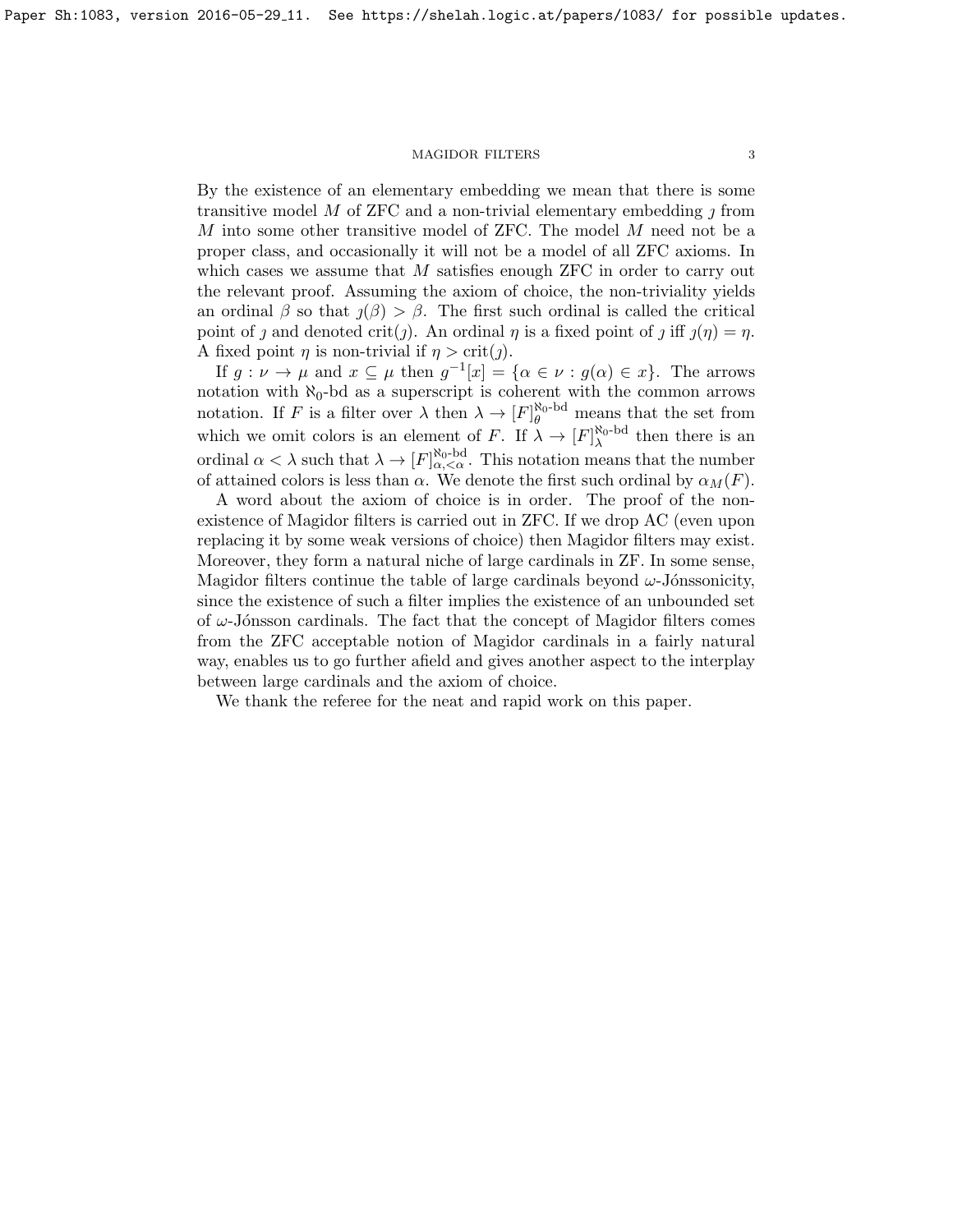By the existence of an elementary embedding we mean that there is some transitive model $M$ of ZFC and a non-trivial elementary embedding $\jmath$ from $M$ into some other transitive model of ZFC. The model $M$ need not be a proper class, and occasionally it will not be a model of all ZFC axioms. In which cases we assume that $M$ satisfies enough ZFC in order to carry out the relevant proof. Assuming the axiom of choice, the non-triviality yields an ordinal $\beta$ so that $\jmath(\beta) > \beta$. The first such ordinal is called the critical point of $\jmath$ and denoted $\mathrm{crit}(\jmath)$. An ordinal $\eta$ is a fixed point of $\jmath$ iff $\jmath(\eta) = \eta$. A fixed point $\eta$ is non-trivial if $\eta > \mathrm{crit}(\jmath)$.

If $g : \nu \to \mu$ and $x \subseteq \mu$ then $g^{-1}[x] = \{\alpha \in \nu : g(\alpha) \in x\}$. The arrows notation with $\aleph_0$-bd as a superscript is coherent with the common arrows notation. If $F$ is a filter over $\lambda$ then $\lambda \to [F]^{\aleph_0\text{-bd}}_{\theta}$ means that the set from which we omit colors is an element of $F$. If $\lambda \to [F]^{\aleph_0\text{-bd}}_{\lambda}$ then there is an ordinal $\alpha < \lambda$ such that $\lambda \to [F]^{\aleph_0\text{-bd}}_{\alpha,<\alpha}$. This notation means that the number of attained colors is less than $\alpha$. We denote the first such ordinal by $\alpha_M(F)$.

A word about the axiom of choice is in order. The proof of the non-existence of Magidor filters is carried out in ZFC. If we drop AC (even upon replacing it by some weak versions of choice) then Magidor filters may exist. Moreover, they form a natural niche of large cardinals in ZF. In some sense, Magidor filters continue the table of large cardinals beyond $\omega$-Jónssonicity, since the existence of such a filter implies the existence of an unbounded set of $\omega$-Jónsson cardinals. The fact that the concept of Magidor filters comes from the ZFC acceptable notion of Magidor cardinals in a fairly natural way, enables us to go further afield and gives another aspect to the interplay between large cardinals and the axiom of choice.

We thank the referee for the neat and rapid work on this paper.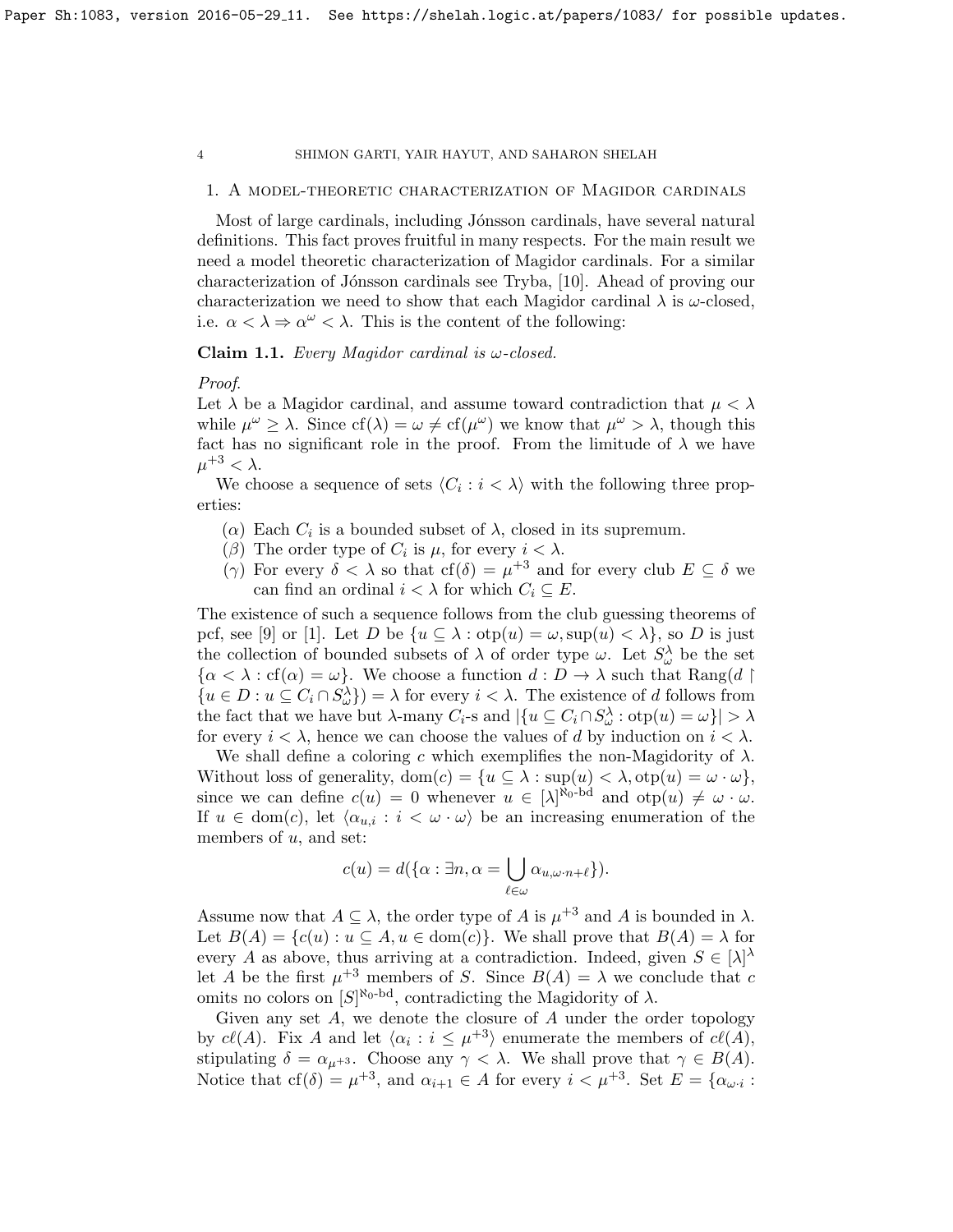## 1. A model-theoretic characterization of Magidor cardinals

Most of large cardinals, including Jónsson cardinals, have several natural definitions. This fact proves fruitful in many respects. For the main result we need a model theoretic characterization of Magidor cardinals. For a similar characterization of Jónsson cardinals see Tryba, [10]. Ahead of proving our characterization we need to show that each Magidor cardinal $\lambda$ is $\omega$-closed, i.e. $\alpha < \lambda \Rightarrow \alpha^\omega < \lambda$. This is the content of the following:

**Claim 1.1.** *Every Magidor cardinal is $\omega$-closed.*

*Proof.*
Let $\lambda$ be a Magidor cardinal, and assume toward contradiction that $\mu < \lambda$ while $\mu^\omega \geq \lambda$. Since $\text{cf}(\lambda) = \omega \neq \text{cf}(\mu^\omega)$ we know that $\mu^\omega > \lambda$, though this fact has no significant role in the proof. From the limitude of $\lambda$ we have $\mu^{+3} < \lambda$.

We choose a sequence of sets $\langle C_i : i < \lambda \rangle$ with the following three properties:

- ($\alpha$) Each $C_i$ is a bounded subset of $\lambda$, closed in its supremum.
- ($\beta$) The order type of $C_i$ is $\mu$, for every $i < \lambda$.
- ($\gamma$) For every $\delta < \lambda$ so that $\text{cf}(\delta) = \mu^{+3}$ and for every club $E \subseteq \delta$ we can find an ordinal $i < \lambda$ for which $C_i \subseteq E$.

The existence of such a sequence follows from the club guessing theorems of pcf, see [9] or [1]. Let $D$ be $\{u \subseteq \lambda : \text{otp}(u) = \omega, \sup(u) < \lambda\}$, so $D$ is just the collection of bounded subsets of $\lambda$ of order type $\omega$. Let $S^\lambda_\omega$ be the set $\{\alpha < \lambda : \text{cf}(\alpha) = \omega\}$. We choose a function $d : D \to \lambda$ such that $\text{Rang}(d \restriction \{u \in D : u \subseteq C_i \cap S^\lambda_\omega\}) = \lambda$ for every $i < \lambda$. The existence of $d$ follows from the fact that we have but $\lambda$-many $C_i$-s and $|\{u \subseteq C_i \cap S^\lambda_\omega : \text{otp}(u) = \omega\}| > \lambda$ for every $i < \lambda$, hence we can choose the values of $d$ by induction on $i < \lambda$.

We shall define a coloring $c$ which exemplifies the non-Magidority of $\lambda$. Without loss of generality, $\text{dom}(c) = \{u \subseteq \lambda : \sup(u) < \lambda, \text{otp}(u) = \omega \cdot \omega\}$, since we can define $c(u) = 0$ whenever $u \in [\lambda]^{\aleph_0\text{-bd}}$ and $\text{otp}(u) \neq \omega \cdot \omega$. If $u \in \text{dom}(c)$, let $\langle \alpha_{u,i} : i < \omega \cdot \omega \rangle$ be an increasing enumeration of the members of $u$, and set:

$$c(u) = d(\{\alpha : \exists n, \alpha = \bigcup_{\ell \in \omega} \alpha_{u,\omega \cdot n + \ell}\}).$$

Assume now that $A \subseteq \lambda$, the order type of $A$ is $\mu^{+3}$ and $A$ is bounded in $\lambda$. Let $B(A) = \{c(u) : u \subseteq A, u \in \text{dom}(c)\}$. We shall prove that $B(A) = \lambda$ for every $A$ as above, thus arriving at a contradiction. Indeed, given $S \in [\lambda]^\lambda$ let $A$ be the first $\mu^{+3}$ members of $S$. Since $B(A) = \lambda$ we conclude that $c$ omits no colors on $[S]^{\aleph_0\text{-bd}}$, contradicting the Magidority of $\lambda$.

Given any set $A$, we denote the closure of $A$ under the order topology by $c\ell(A)$. Fix $A$ and let $\langle \alpha_i : i \leq \mu^{+3} \rangle$ enumerate the members of $c\ell(A)$, stipulating $\delta = \alpha_{\mu^{+3}}$. Choose any $\gamma < \lambda$. We shall prove that $\gamma \in B(A)$. Notice that $\text{cf}(\delta) = \mu^{+3}$, and $\alpha_{i+1} \in A$ for every $i < \mu^{+3}$. Set $E = \{\alpha_{\omega \cdot i} :$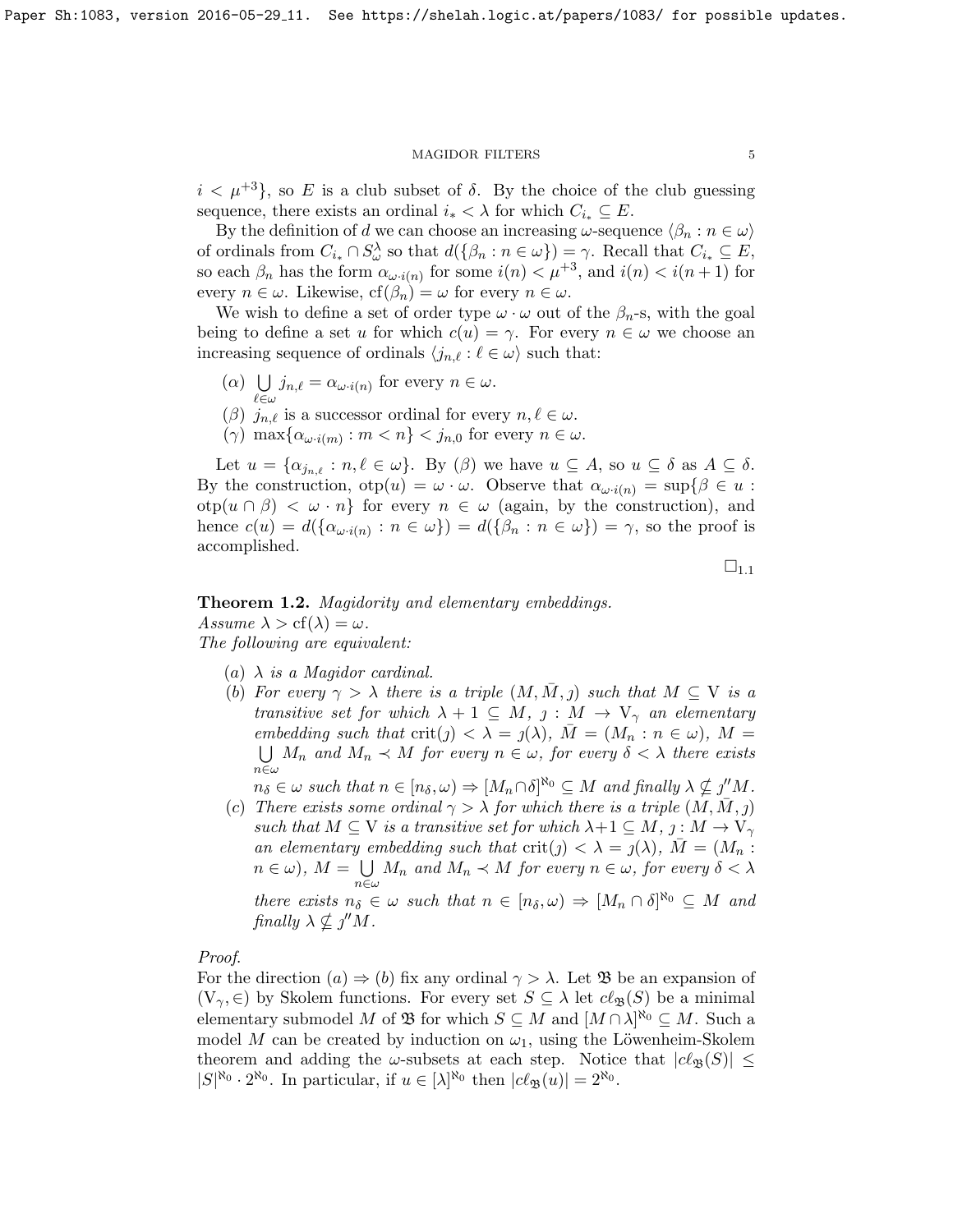$i < \mu^{+3}\}$, so $E$ is a club subset of $\delta$. By the choice of the club guessing sequence, there exists an ordinal $i_* < \lambda$ for which $C_{i_*} \subseteq E$.

By the definition of $d$ we can choose an increasing $\omega$-sequence $\langle \beta_n : n \in \omega \rangle$ of ordinals from $C_{i_*} \cap S^\lambda_\omega$ so that $d(\{\beta_n : n \in \omega\}) = \gamma$. Recall that $C_{i_*} \subseteq E$, so each $\beta_n$ has the form $\alpha_{\omega \cdot i(n)}$ for some $i(n) < \mu^{+3}$, and $i(n) < i(n+1)$ for every $n \in \omega$. Likewise, $\mathrm{cf}(\beta_n) = \omega$ for every $n \in \omega$.

We wish to define a set of order type $\omega \cdot \omega$ out of the $\beta_n$-s, with the goal being to define a set $u$ for which $c(u) = \gamma$. For every $n \in \omega$ we choose an increasing sequence of ordinals $\langle j_{n,\ell} : \ell \in \omega \rangle$ such that:

- $(\alpha)$ $\bigcup\limits_{\ell \in \omega} j_{n,\ell} = \alpha_{\omega \cdot i(n)}$ for every $n \in \omega$.
- $(\beta)$ $j_{n,\ell}$ is a successor ordinal for every $n, \ell \in \omega$.
- $(\gamma)$ $\max\{\alpha_{\omega \cdot i(m)} : m < n\} < j_{n,0}$ for every $n \in \omega$.

Let $u = \{\alpha_{j_{n,\ell}} : n, \ell \in \omega\}$. By $(\beta)$ we have $u \subseteq A$, so $u \subseteq \delta$ as $A \subseteq \delta$. By the construction, $\mathrm{otp}(u) = \omega \cdot \omega$. Observe that $\alpha_{\omega \cdot i(n)} = \sup\{\beta \in u : \mathrm{otp}(u \cap \beta) < \omega \cdot n\}$ for every $n \in \omega$ (again, by the construction), and hence $c(u) = d(\{\alpha_{\omega \cdot i(n)} : n \in \omega\}) = d(\{\beta_n : n \in \omega\}) = \gamma$, so the proof is accomplished.

$\square_{1.1}$

**Theorem 1.2.** *Magidority and elementary embeddings.*
*Assume $\lambda > \mathrm{cf}(\lambda) = \omega$.*
*The following are equivalent:*

- $(a)$ *$\lambda$ is a Magidor cardinal.*
- $(b)$ *For every $\gamma > \lambda$ there is a triple $(M, \bar{M}, \jmath)$ such that $M \subseteq \mathrm{V}$ is a transitive set for which $\lambda + 1 \subseteq M$, $\jmath : M \to \mathrm{V}_\gamma$ an elementary embedding such that $\mathrm{crit}(\jmath) < \lambda = \jmath(\lambda)$, $\bar{M} = (M_n : n \in \omega)$, $M = \bigcup\limits_{n \in \omega} M_n$ and $M_n \prec M$ for every $n \in \omega$, for every $\delta < \lambda$ there exists $n_\delta \in \omega$ such that $n \in [n_\delta, \omega) \Rightarrow [M_n \cap \delta]^{\aleph_0} \subseteq M$ and finally $\lambda \nsubseteq \jmath'' M$.*
- $(c)$ *There exists some ordinal $\gamma > \lambda$ for which there is a triple $(M, \bar{M}, \jmath)$ such that $M \subseteq \mathrm{V}$ is a transitive set for which $\lambda + 1 \subseteq M$, $\jmath : M \to \mathrm{V}_\gamma$ an elementary embedding such that $\mathrm{crit}(\jmath) < \lambda = \jmath(\lambda)$, $\bar{M} = (M_n : n \in \omega)$, $M = \bigcup\limits_{n \in \omega} M_n$ and $M_n \prec M$ for every $n \in \omega$, for every $\delta < \lambda$ there exists $n_\delta \in \omega$ such that $n \in [n_\delta, \omega) \Rightarrow [M_n \cap \delta]^{\aleph_0} \subseteq M$ and finally $\lambda \nsubseteq \jmath'' M$.*

*Proof.*
For the direction $(a) \Rightarrow (b)$ fix any ordinal $\gamma > \lambda$. Let $\mathfrak{B}$ be an expansion of $(\mathrm{V}_\gamma, \in)$ by Skolem functions. For every set $S \subseteq \lambda$ let $c\ell_{\mathfrak{B}}(S)$ be a minimal elementary submodel $M$ of $\mathfrak{B}$ for which $S \subseteq M$ and $[M \cap \lambda]^{\aleph_0} \subseteq M$. Such a model $M$ can be created by induction on $\omega_1$, using the Löwenheim-Skolem theorem and adding the $\omega$-subsets at each step. Notice that $|c\ell_{\mathfrak{B}}(S)| \leq |S|^{\aleph_0} \cdot 2^{\aleph_0}$. In particular, if $u \in [\lambda]^{\aleph_0}$ then $|c\ell_{\mathfrak{B}}(u)| = 2^{\aleph_0}$.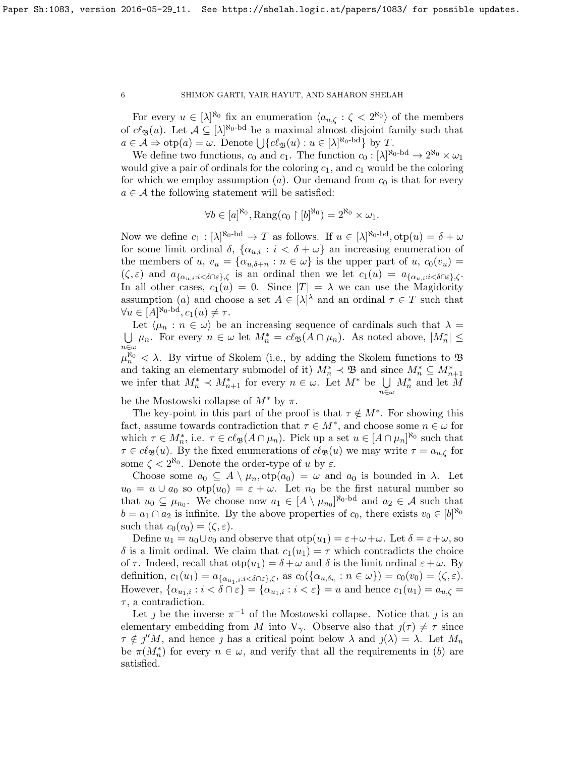For every $u \in [\lambda]^{\aleph_0}$ fix an enumeration $\langle a_{u,\zeta} : \zeta < 2^{\aleph_0}\rangle$ of the members of $c\ell_{\mathfrak{B}}(u)$. Let $\mathcal{A} \subseteq [\lambda]^{\aleph_0\text{-bd}}$ be a maximal almost disjoint family such that $a \in \mathcal{A} \Rightarrow \text{otp}(a) = \omega$. Denote $\bigcup\{c\ell_{\mathfrak{B}}(u) : u \in [\lambda]^{\aleph_0\text{-bd}}\}$ by $T$.

We define two functions, $c_0$ and $c_1$. The function $c_0 : [\lambda]^{\aleph_0\text{-bd}} \to 2^{\aleph_0} \times \omega_1$ would give a pair of ordinals for the coloring $c_1$, and $c_1$ would be the coloring for which we employ assumption $(a)$. Our demand from $c_0$ is that for every $a \in \mathcal{A}$ the following statement will be satisfied:

$$\forall b \in [a]^{\aleph_0}, \text{Rang}(c_0 \restriction [b]^{\aleph_0}) = 2^{\aleph_0} \times \omega_1.$$

Now we define $c_1 : [\lambda]^{\aleph_0\text{-bd}} \to T$ as follows. If $u \in [\lambda]^{\aleph_0\text{-bd}}, \text{otp}(u) = \delta + \omega$ for some limit ordinal $\delta$, $\{\alpha_{u,i} : i < \delta + \omega\}$ an increasing enumeration of the members of $u$, $v_u = \{\alpha_{u,\delta+n} : n \in \omega\}$ is the upper part of $u$, $c_0(v_u) = (\zeta, \varepsilon)$ and $a_{\{\alpha_{u,i}:i<\delta\cap\varepsilon\},\zeta}$ is an ordinal then we let $c_1(u) = a_{\{\alpha_{u,i}:i<\delta\cap\varepsilon\},\zeta}$. In all other cases, $c_1(u) = 0$. Since $|T| = \lambda$ we can use the Magidority assumption $(a)$ and choose a set $A \in [\lambda]^\lambda$ and an ordinal $\tau \in T$ such that $\forall u \in [A]^{\aleph_0\text{-bd}}, c_1(u) \neq \tau$.

Let $\langle \mu_n : n \in \omega\rangle$ be an increasing sequence of cardinals such that $\lambda = \bigcup\limits_{n\in\omega} \mu_n$. For every $n \in \omega$ let $M^*_n = c\ell_{\mathfrak{B}}(A \cap \mu_n)$. As noted above, $|M^*_n| \leq \mu_n^{\aleph_0} < \lambda$. By virtue of Skolem (i.e., by adding the Skolem functions to $\mathfrak{B}$ and taking an elementary submodel of it) $M^*_n \prec \mathfrak{B}$ and since $M^*_n \subseteq M^*_{n+1}$ we infer that $M^*_n \prec M^*_{n+1}$ for every $n \in \omega$. Let $M^*$ be $\bigcup\limits_{n\in\omega} M^*_n$ and let $M$ be the Mostowski collapse of $M^*$ by $\pi$.

The key-point in this part of the proof is that $\tau \notin M^*$. For showing this fact, assume towards contradiction that $\tau \in M^*$, and choose some $n \in \omega$ for which $\tau \in M^*_n$, i.e. $\tau \in c\ell_{\mathfrak{B}}(A \cap \mu_n)$. Pick up a set $u \in [A \cap \mu_n]^{\aleph_0}$ such that $\tau \in c\ell_{\mathfrak{B}}(u)$. By the fixed enumerations of $c\ell_{\mathfrak{B}}(u)$ we may write $\tau = a_{u,\zeta}$ for some $\zeta < 2^{\aleph_0}$. Denote the order-type of $u$ by $\varepsilon$.

Choose some $a_0 \subseteq A \setminus \mu_n, \text{otp}(a_0) = \omega$ and $a_0$ is bounded in $\lambda$. Let $u_0 = u \cup a_0$ so $\text{otp}(u_0) = \varepsilon + \omega$. Let $n_0$ be the first natural number so that $u_0 \subseteq \mu_{n_0}$. We choose now $a_1 \in [A \setminus \mu_{n_0}]^{\aleph_0\text{-bd}}$ and $a_2 \in \mathcal{A}$ such that $b = a_1 \cap a_2$ is infinite. By the above properties of $c_0$, there exists $v_0 \in [b]^{\aleph_0}$ such that $c_0(v_0) = (\zeta, \varepsilon)$.

Define $u_1 = u_0 \cup v_0$ and observe that $\text{otp}(u_1) = \varepsilon + \omega + \omega$. Let $\delta = \varepsilon + \omega$, so $\delta$ is a limit ordinal. We claim that $c_1(u_1) = \tau$ which contradicts the choice of $\tau$. Indeed, recall that $\text{otp}(u_1) = \delta + \omega$ and $\delta$ is the limit ordinal $\varepsilon + \omega$. By definition, $c_1(u_1) = a_{\{\alpha_{u_1,i}:i<\delta\cap\varepsilon\},\zeta}$, as $c_0(\{\alpha_{u,\delta_n} : n \in \omega\}) = c_0(v_0) = (\zeta, \varepsilon)$. However, $\{\alpha_{u_1,i} : i < \delta \cap \varepsilon\} = \{\alpha_{u_1,i} : i < \varepsilon\} = u$ and hence $c_1(u_1) = a_{u,\zeta} = \tau$, a contradiction.

Let $\jmath$ be the inverse $\pi^{-1}$ of the Mostowski collapse. Notice that $\jmath$ is an elementary embedding from $M$ into $\text{V}_\gamma$. Observe also that $\jmath(\tau) \neq \tau$ since $\tau \notin \jmath''M$, and hence $\jmath$ has a critical point below $\lambda$ and $\jmath(\lambda) = \lambda$. Let $M_n$ be $\pi(M^*_n)$ for every $n \in \omega$, and verify that all the requirements in $(b)$ are satisfied.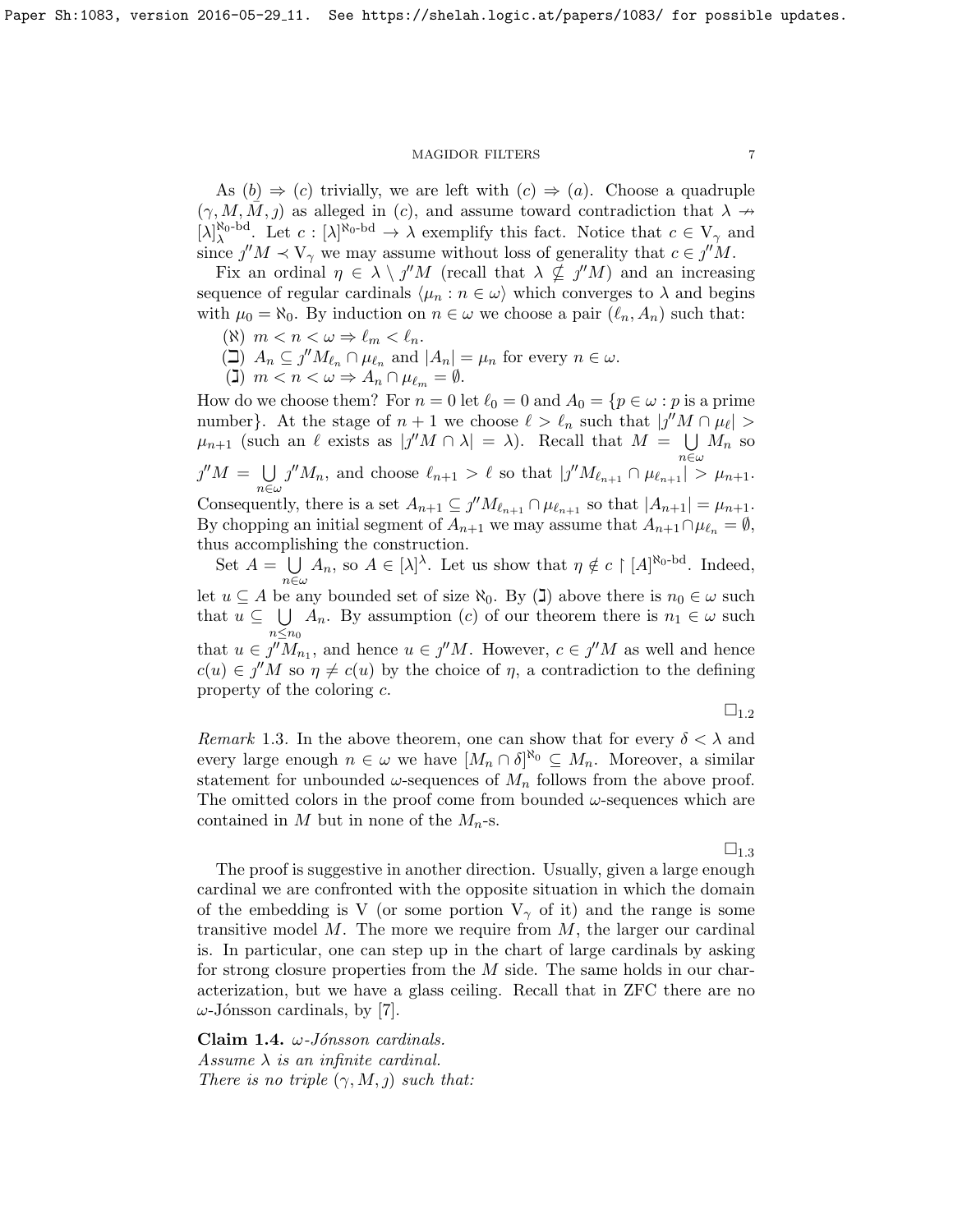As $(b) \Rightarrow (c)$ trivially, we are left with $(c) \Rightarrow (a)$. Choose a quadruple $(\gamma, M, \bar{M}, \jmath)$ as alleged in $(c)$, and assume toward contradiction that $\lambda \nrightarrow [\lambda]^{\aleph_0\text{-bd}}_\lambda$. Let $c : [\lambda]^{\aleph_0\text{-bd}} \to \lambda$ exemplify this fact. Notice that $c \in V_\gamma$ and since $\jmath'' M \prec V_\gamma$ we may assume without loss of generality that $c \in \jmath'' M$.

Fix an ordinal $\eta \in \lambda \setminus \jmath'' M$ (recall that $\lambda \nsubseteq \jmath'' M$) and an increasing sequence of regular cardinals $\langle \mu_n : n \in \omega \rangle$ which converges to $\lambda$ and begins with $\mu_0 = \aleph_0$. By induction on $n \in \omega$ we choose a pair $(\ell_n, A_n)$ such that:

($\aleph$) $m < n < \omega \Rightarrow \ell_m < \ell_n$.

($\beth$) $A_n \subseteq \jmath'' M_{\ell_n} \cap \mu_{\ell_n}$ and $|A_n| = \mu_n$ for every $n \in \omega$.

($\gimel$) $m < n < \omega \Rightarrow A_n \cap \mu_{\ell_m} = \emptyset$.

How do we choose them? For $n = 0$ let $\ell_0 = 0$ and $A_0 = \{p \in \omega : p \text{ is a prime number}\}$. At the stage of $n+1$ we choose $\ell > \ell_n$ such that $|\jmath'' M \cap \mu_\ell| > \mu_{n+1}$ (such an $\ell$ exists as $|\jmath'' M \cap \lambda| = \lambda$). Recall that $M = \bigcup_{n \in \omega} M_n$ so $\jmath'' M = \bigcup_{n \in \omega} \jmath'' M_n$, and choose $\ell_{n+1} > \ell$ so that $|\jmath'' M_{\ell_{n+1}} \cap \mu_{\ell_{n+1}}| > \mu_{n+1}$. Consequently, there is a set $A_{n+1} \subseteq \jmath'' M_{\ell_{n+1}} \cap \mu_{\ell_{n+1}}$ so that $|A_{n+1}| = \mu_{n+1}$. By chopping an initial segment of $A_{n+1}$ we may assume that $A_{n+1} \cap \mu_{\ell_n} = \emptyset$, thus accomplishing the construction.

Set $A = \bigcup_{n \in \omega} A_n$, so $A \in [\lambda]^\lambda$. Let us show that $\eta \notin c \restriction [A]^{\aleph_0\text{-bd}}$. Indeed, let $u \subseteq A$ be any bounded set of size $\aleph_0$. By ($\gimel$) above there is $n_0 \in \omega$ such that $u \subseteq \bigcup_{n \leq n_0} A_n$. By assumption $(c)$ of our theorem there is $n_1 \in \omega$ such that $u \in \jmath'' M_{n_1}$, and hence $u \in \jmath'' M$. However, $c \in \jmath'' M$ as well and hence $c(u) \in \jmath'' M$ so $\eta \neq c(u)$ by the choice of $\eta$, a contradiction to the defining property of the coloring $c$.

$\square_{1.2}$

*Remark* 1.3. In the above theorem, one can show that for every $\delta < \lambda$ and every large enough $n \in \omega$ we have $[M_n \cap \delta]^{\aleph_0} \subseteq M_n$. Moreover, a similar statement for unbounded $\omega$-sequences of $M_n$ follows from the above proof. The omitted colors in the proof come from bounded $\omega$-sequences which are contained in $M$ but in none of the $M_n$-s.

$\square_{1.3}$

The proof is suggestive in another direction. Usually, given a large enough cardinal we are confronted with the opposite situation in which the domain of the embedding is V (or some portion $V_\gamma$ of it) and the range is some transitive model $M$. The more we require from $M$, the larger our cardinal is. In particular, one can step up in the chart of large cardinals by asking for strong closure properties from the $M$ side. The same holds in our characterization, but we have a glass ceiling. Recall that in ZFC there are no $\omega$-Jónsson cardinals, by [7].

**Claim 1.4.** *$\omega$-Jónsson cardinals.*
*Assume $\lambda$ is an infinite cardinal.*
*There is no triple $(\gamma, M, \jmath)$ such that:*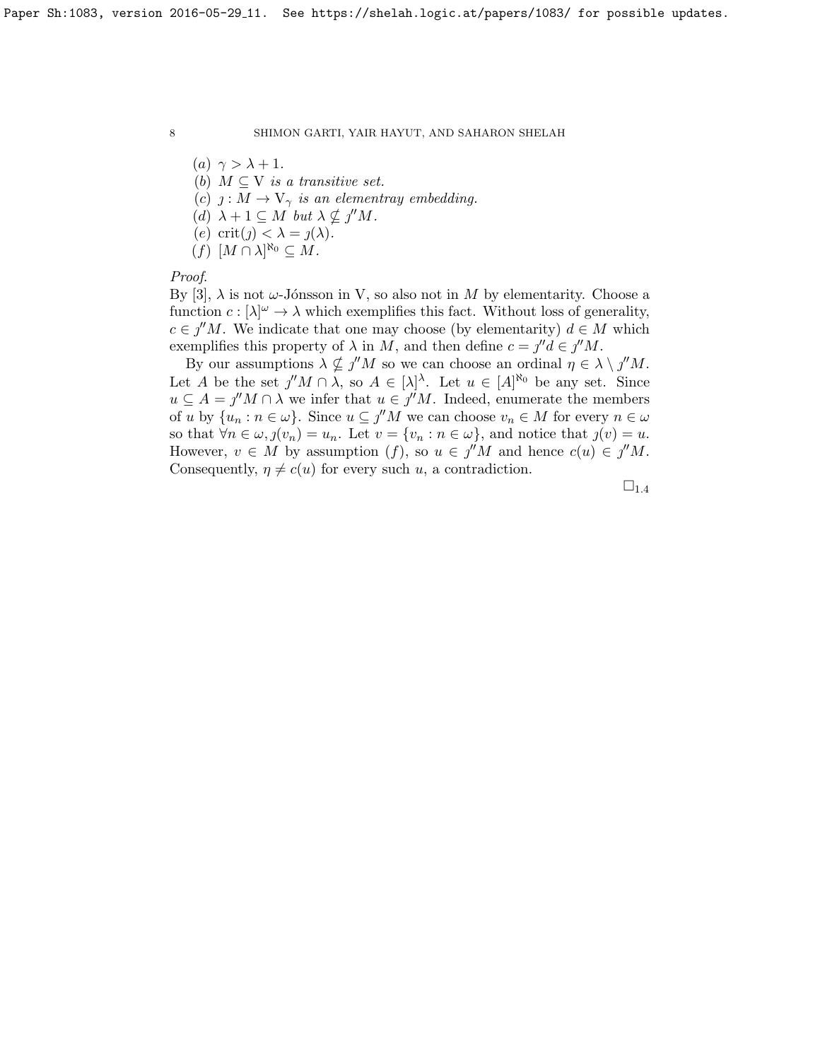(a) $\gamma > \lambda + 1$.

(b) $M \subseteq \mathrm{V}$ *is a transitive set.*

(c) $\jmath : M \to \mathrm{V}_\gamma$ *is an elementray embedding.*

(d) $\lambda + 1 \subseteq M$ *but* $\lambda \nsubseteq \jmath'' M$.

(e) $\mathrm{crit}(\jmath) < \lambda = \jmath(\lambda)$.

(f) $[M \cap \lambda]^{\aleph_0} \subseteq M$.

*Proof.*
By [3], $\lambda$ is not $\omega$-Jónsson in V, so also not in $M$ by elementarity. Choose a function $c : [\lambda]^\omega \to \lambda$ which exemplifies this fact. Without loss of generality, $c \in \jmath'' M$. We indicate that one may choose (by elementarity) $d \in M$ which exemplifies this property of $\lambda$ in $M$, and then define $c = \jmath'' d \in \jmath'' M$.

By our assumptions $\lambda \nsubseteq \jmath'' M$ so we can choose an ordinal $\eta \in \lambda \setminus \jmath'' M$. Let $A$ be the set $\jmath'' M \cap \lambda$, so $A \in [\lambda]^\lambda$. Let $u \in [A]^{\aleph_0}$ be any set. Since $u \subseteq A = \jmath'' M \cap \lambda$ we infer that $u \in \jmath'' M$. Indeed, enumerate the members of $u$ by $\{u_n : n \in \omega\}$. Since $u \subseteq \jmath'' M$ we can choose $v_n \in M$ for every $n \in \omega$ so that $\forall n \in \omega, \jmath(v_n) = u_n$. Let $v = \{v_n : n \in \omega\}$, and notice that $\jmath(v) = u$. However, $v \in M$ by assumption $(f)$, so $u \in \jmath'' M$ and hence $c(u) \in \jmath'' M$. Consequently, $\eta \neq c(u)$ for every such $u$, a contradiction.

$\square_{1.4}$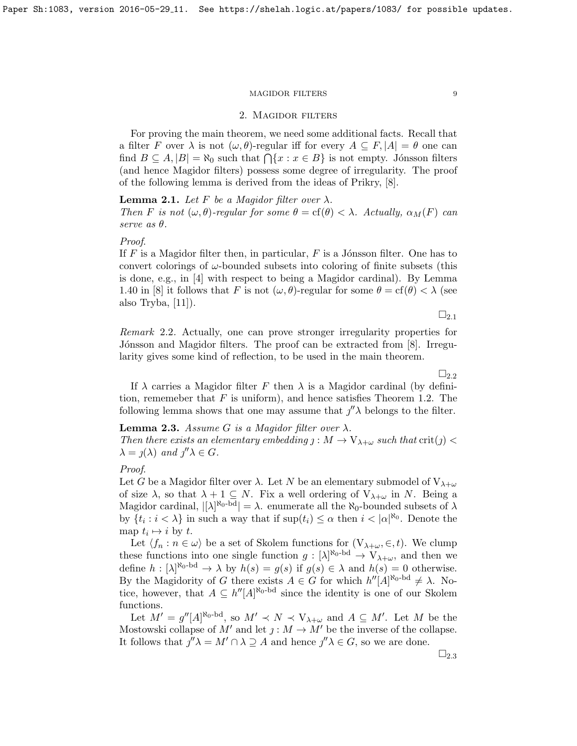## 2. Magidor filters

For proving the main theorem, we need some additional facts. Recall that a filter $F$ over $\lambda$ is not $(\omega, \theta)$-regular iff for every $A \subseteq F, |A| = \theta$ one can find $B \subseteq A, |B| = \aleph_0$ such that $\bigcap\{x : x \in B\}$ is not empty. Jónsson filters (and hence Magidor filters) possess some degree of irregularity. The proof of the following lemma is derived from the ideas of Prikry, [8].

**Lemma 2.1.** *Let $F$ be a Magidor filter over $\lambda$.*
*Then $F$ is not $(\omega, \theta)$-regular for some $\theta = \mathrm{cf}(\theta) < \lambda$. Actually, $\alpha_M(F)$ can serve as $\theta$.*

*Proof.*
If $F$ is a Magidor filter then, in particular, $F$ is a Jónsson filter. One has to convert colorings of $\omega$-bounded subsets into coloring of finite subsets (this is done, e.g., in [4] with respect to being a Magidor cardinal). By Lemma 1.40 in [8] it follows that $F$ is not $(\omega, \theta)$-regular for some $\theta = \mathrm{cf}(\theta) < \lambda$ (see also Tryba, [11]).

$\square_{2.1}$

*Remark* 2.2. Actually, one can prove stronger irregularity properties for Jónsson and Magidor filters. The proof can be extracted from [8]. Irregularity gives some kind of reflection, to be used in the main theorem.

$\square_{2.2}$

If $\lambda$ carries a Magidor filter $F$ then $\lambda$ is a Magidor cardinal (by definition, rememeber that $F$ is uniform), and hence satisfies Theorem 1.2. The following lemma shows that one may assume that $\jmath''\lambda$ belongs to the filter.

**Lemma 2.3.** *Assume $G$ is a Magidor filter over $\lambda$.*
*Then there exists an elementary embedding $\jmath : M \to \mathrm{V}_{\lambda+\omega}$ such that $\mathrm{crit}(\jmath) < \lambda = \jmath(\lambda)$ and $\jmath''\lambda \in G$.*

*Proof.*
Let $G$ be a Magidor filter over $\lambda$. Let $N$ be an elementary submodel of $\mathrm{V}_{\lambda+\omega}$ of size $\lambda$, so that $\lambda + 1 \subseteq N$. Fix a well ordering of $\mathrm{V}_{\lambda+\omega}$ in $N$. Being a Magidor cardinal, $|[\lambda]^{\aleph_0\text{-bd}}| = \lambda$. enumerate all the $\aleph_0$-bounded subsets of $\lambda$ by $\{t_i : i < \lambda\}$ in such a way that if $\sup(t_i) \leq \alpha$ then $i < |\alpha|^{\aleph_0}$. Denote the map $t_i \mapsto i$ by $t$.

Let $\langle f_n : n \in \omega\rangle$ be a set of Skolem functions for $(\mathrm{V}_{\lambda+\omega}, \in, t)$. We clump these functions into one single function $g : [\lambda]^{\aleph_0\text{-bd}} \to \mathrm{V}_{\lambda+\omega}$, and then we define $h : [\lambda]^{\aleph_0\text{-bd}} \to \lambda$ by $h(s) = g(s)$ if $g(s) \in \lambda$ and $h(s) = 0$ otherwise. By the Magidority of $G$ there exists $A \in G$ for which $h''[A]^{\aleph_0\text{-bd}} \neq \lambda$. Notice, however, that $A \subseteq h''[A]^{\aleph_0\text{-bd}}$ since the identity is one of our Skolem functions.

Let $M' = g''[A]^{\aleph_0\text{-bd}}$, so $M' \prec N \prec \mathrm{V}_{\lambda+\omega}$ and $A \subseteq M'$. Let $M$ be the Mostowski collapse of $M'$ and let $\jmath : M \to M'$ be the inverse of the collapse. It follows that $\jmath''\lambda = M' \cap \lambda \supseteq A$ and hence $\jmath''\lambda \in G$, so we are done.

$\square_{2.3}$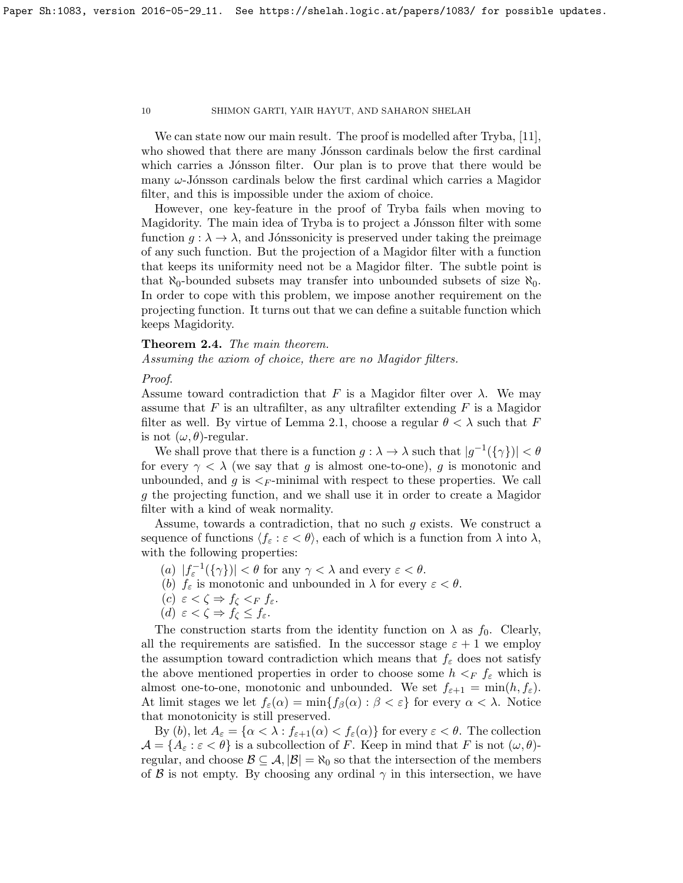We can state now our main result. The proof is modelled after Tryba, [11], who showed that there are many Jónsson cardinals below the first cardinal which carries a Jónsson filter. Our plan is to prove that there would be many $\omega$-Jónsson cardinals below the first cardinal which carries a Magidor filter, and this is impossible under the axiom of choice.

However, one key-feature in the proof of Tryba fails when moving to Magidority. The main idea of Tryba is to project a Jónsson filter with some function $g : \lambda \to \lambda$, and Jónssonicity is preserved under taking the preimage of any such function. But the projection of a Magidor filter with a function that keeps its uniformity need not be a Magidor filter. The subtle point is that $\aleph_0$-bounded subsets may transfer into unbounded subsets of size $\aleph_0$. In order to cope with this problem, we impose another requirement on the projecting function. It turns out that we can define a suitable function which keeps Magidority.

**Theorem 2.4.** *The main theorem.*
*Assuming the axiom of choice, there are no Magidor filters.*

*Proof.*
Assume toward contradiction that $F$ is a Magidor filter over $\lambda$. We may assume that $F$ is an ultrafilter, as any ultrafilter extending $F$ is a Magidor filter as well. By virtue of Lemma 2.1, choose a regular $\theta < \lambda$ such that $F$ is not $(\omega, \theta)$-regular.

We shall prove that there is a function $g : \lambda \to \lambda$ such that $|g^{-1}(\{\gamma\})| < \theta$ for every $\gamma < \lambda$ (we say that $g$ is almost one-to-one), $g$ is monotonic and unbounded, and $g$ is $<_F$-minimal with respect to these properties. We call $g$ the projecting function, and we shall use it in order to create a Magidor filter with a kind of weak normality.

Assume, towards a contradiction, that no such $g$ exists. We construct a sequence of functions $\langle f_\varepsilon : \varepsilon < \theta\rangle$, each of which is a function from $\lambda$ into $\lambda$, with the following properties:

- $(a)$ $|f_\varepsilon^{-1}(\{\gamma\})| < \theta$ for any $\gamma < \lambda$ and every $\varepsilon < \theta$.
- $(b)$ $f_\varepsilon$ is monotonic and unbounded in $\lambda$ for every $\varepsilon < \theta$.
- $(c)$ $\varepsilon < \zeta \Rightarrow f_\zeta <_F f_\varepsilon$.
- $(d)$ $\varepsilon < \zeta \Rightarrow f_\zeta \leq f_\varepsilon$.

The construction starts from the identity function on $\lambda$ as $f_0$. Clearly, all the requirements are satisfied. In the successor stage $\varepsilon + 1$ we employ the assumption toward contradiction which means that $f_\varepsilon$ does not satisfy the above mentioned properties in order to choose some $h <_F f_\varepsilon$ which is almost one-to-one, monotonic and unbounded. We set $f_{\varepsilon+1} = \min(h, f_\varepsilon)$. At limit stages we let $f_\varepsilon(\alpha) = \min\{f_\beta(\alpha) : \beta < \varepsilon\}$ for every $\alpha < \lambda$. Notice that monotonicity is still preserved.

By $(b)$, let $A_\varepsilon = \{\alpha < \lambda : f_{\varepsilon+1}(\alpha) < f_\varepsilon(\alpha)\}$ for every $\varepsilon < \theta$. The collection $\mathcal{A} = \{A_\varepsilon : \varepsilon < \theta\}$ is a subcollection of $F$. Keep in mind that $F$ is not $(\omega, \theta)$-regular, and choose $\mathcal{B} \subseteq \mathcal{A}, |\mathcal{B}| = \aleph_0$ so that the intersection of the members of $\mathcal{B}$ is not empty. By choosing any ordinal $\gamma$ in this intersection, we have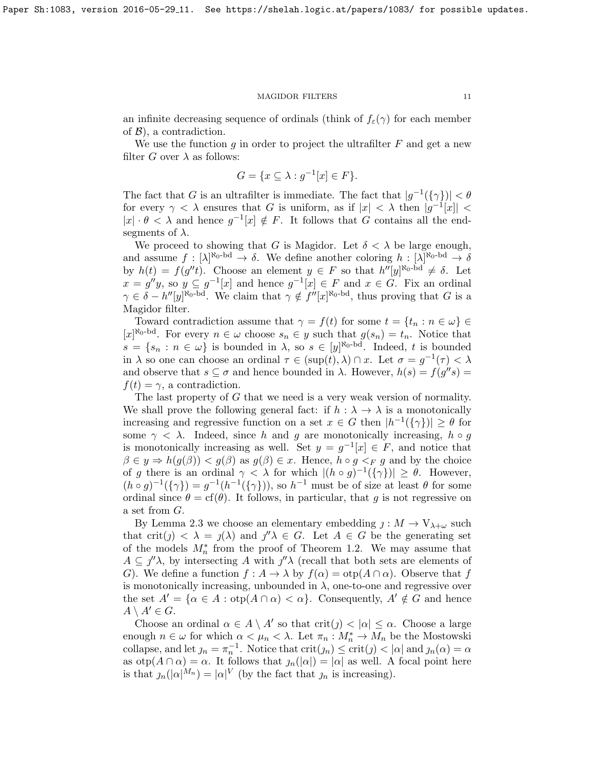an infinite decreasing sequence of ordinals (think of $f_\varepsilon(\gamma)$ for each member of $\mathcal{B}$), a contradiction.

We use the function $g$ in order to project the ultrafilter $F$ and get a new filter $G$ over $\lambda$ as follows:

$$G = \{x \subseteq \lambda : g^{-1}[x] \in F\}.$$

The fact that $G$ is an ultrafilter is immediate. The fact that $|g^{-1}(\{\gamma\})| < \theta$ for every $\gamma < \lambda$ ensures that $G$ is uniform, as if $|x| < \lambda$ then $|g^{-1}[x]| < |x| \cdot \theta < \lambda$ and hence $g^{-1}[x] \notin F$. It follows that $G$ contains all the end-segments of $\lambda$.

We proceed to showing that $G$ is Magidor. Let $\delta < \lambda$ be large enough, and assume $f : [\lambda]^{\aleph_0\text{-bd}} \to \delta$. We define another coloring $h : [\lambda]^{\aleph_0\text{-bd}} \to \delta$ by $h(t) = f(g''t)$. Choose an element $y \in F$ so that $h''[y]^{\aleph_0\text{-bd}} \neq \delta$. Let $x = g''y$, so $y \subseteq g^{-1}[x]$ and hence $g^{-1}[x] \in F$ and $x \in G$. Fix an ordinal $\gamma \in \delta - h''[y]^{\aleph_0\text{-bd}}$. We claim that $\gamma \notin f''[x]^{\aleph_0\text{-bd}}$, thus proving that $G$ is a Magidor filter.

Toward contradiction assume that $\gamma = f(t)$ for some $t = \{t_n : n \in \omega\} \in [x]^{\aleph_0\text{-bd}}$. For every $n \in \omega$ choose $s_n \in y$ such that $g(s_n) = t_n$. Notice that $s = \{s_n : n \in \omega\}$ is bounded in $\lambda$, so $s \in [y]^{\aleph_0\text{-bd}}$. Indeed, $t$ is bounded in $\lambda$ so one can choose an ordinal $\tau \in (\sup(t), \lambda) \cap x$. Let $\sigma = g^{-1}(\tau) < \lambda$ and observe that $s \subseteq \sigma$ and hence bounded in $\lambda$. However, $h(s) = f(g''s) = f(t) = \gamma$, a contradiction.

The last property of $G$ that we need is a very weak version of normality. We shall prove the following general fact: if $h : \lambda \to \lambda$ is a monotonically increasing and regressive function on a set $x \in G$ then $|h^{-1}(\{\gamma\})| \geq \theta$ for some $\gamma < \lambda$. Indeed, since $h$ and $g$ are monotonically increasing, $h \circ g$ is monotonically increasing as well. Set $y = g^{-1}[x] \in F$, and notice that $\beta \in y \Rightarrow h(g(\beta)) < g(\beta)$ as $g(\beta) \in x$. Hence, $h \circ g <_F g$ and by the choice of $g$ there is an ordinal $\gamma < \lambda$ for which $|(h \circ g)^{-1}(\{\gamma\})| \geq \theta$. However, $(h \circ g)^{-1}(\{\gamma\}) = g^{-1}(h^{-1}(\{\gamma\}))$, so $h^{-1}$ must be of size at least $\theta$ for some ordinal since $\theta = \mathrm{cf}(\theta)$. It follows, in particular, that $g$ is not regressive on a set from $G$.

By Lemma 2.3 we choose an elementary embedding $\jmath : M \to \mathrm{V}_{\lambda+\omega}$ such that $\mathrm{crit}(\jmath) < \lambda = \jmath(\lambda)$ and $\jmath''\lambda \in G$. Let $A \in G$ be the generating set of the models $M_n^*$ from the proof of Theorem 1.2. We may assume that $A \subseteq \jmath''\lambda$, by intersecting $A$ with $\jmath''\lambda$ (recall that both sets are elements of $G$). We define a function $f : A \to \lambda$ by $f(\alpha) = \mathrm{otp}(A \cap \alpha)$. Observe that $f$ is monotonically increasing, unbounded in $\lambda$, one-to-one and regressive over the set $A' = \{\alpha \in A : \mathrm{otp}(A \cap \alpha) < \alpha\}$. Consequently, $A' \notin G$ and hence $A \setminus A' \in G$.

Choose an ordinal $\alpha \in A \setminus A'$ so that $\mathrm{crit}(\jmath) < |\alpha| \leq \alpha$. Choose a large enough $n \in \omega$ for which $\alpha < \mu_n < \lambda$. Let $\pi_n : M_n^* \to M_n$ be the Mostowski collapse, and let $\jmath_n = \pi_n^{-1}$. Notice that $\mathrm{crit}(\jmath_n) \leq \mathrm{crit}(\jmath) < |\alpha|$ and $\jmath_n(\alpha) = \alpha$ as $\mathrm{otp}(A \cap \alpha) = \alpha$. It follows that $\jmath_n(|\alpha|) = |\alpha|$ as well. A focal point here is that $\jmath_n(|\alpha|^{M_n}) = |\alpha|^V$ (by the fact that $\jmath_n$ is increasing).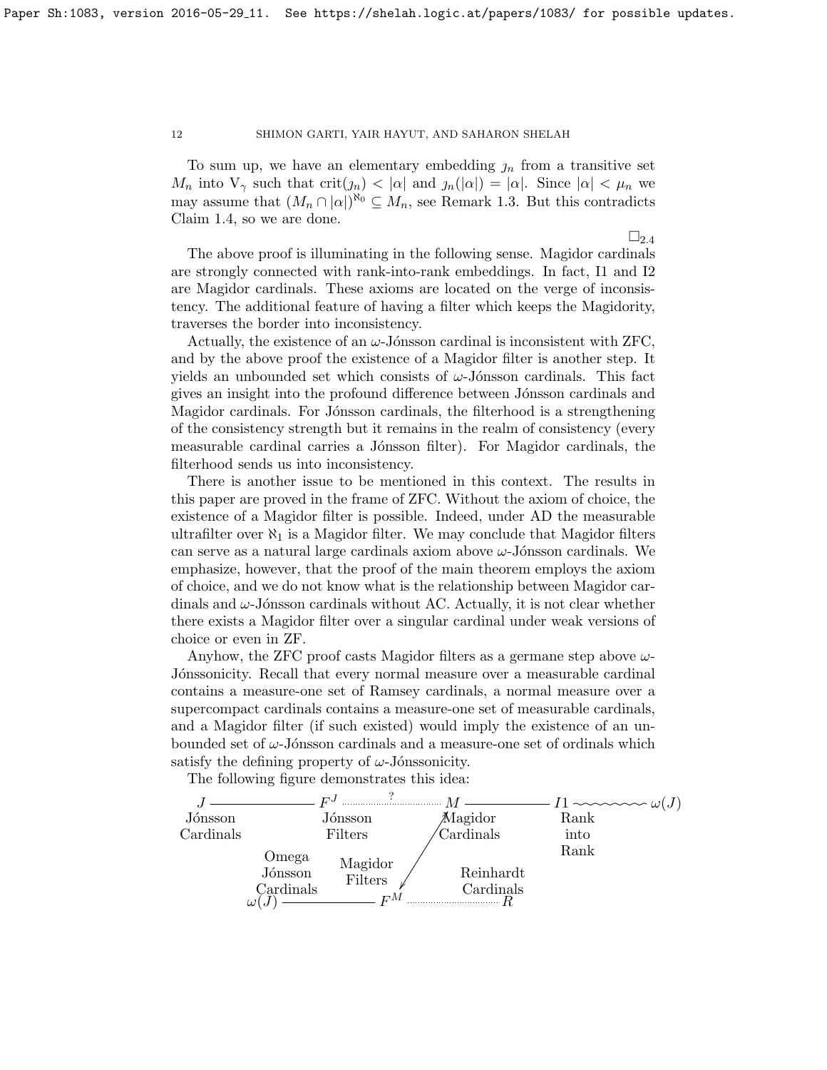To sum up, we have an elementary embedding $\jmath_n$ from a transitive set $M_n$ into $V_\gamma$ such that $\operatorname{crit}(\jmath_n) < |\alpha|$ and $\jmath_n(|\alpha|) = |\alpha|$. Since $|\alpha| < \mu_n$ we may assume that $(M_n \cap |\alpha|)^{\aleph_0} \subseteq M_n$, see Remark 1.3. But this contradicts Claim 1.4, so we are done.

$\square_{2.4}$

The above proof is illuminating in the following sense. Magidor cardinals are strongly connected with rank-into-rank embeddings. In fact, I1 and I2 are Magidor cardinals. These axioms are located on the verge of inconsistency. The additional feature of having a filter which keeps the Magidority, traverses the border into inconsistency.

Actually, the existence of an $\omega$-Jónsson cardinal is inconsistent with ZFC, and by the above proof the existence of a Magidor filter is another step. It yields an unbounded set which consists of $\omega$-Jónsson cardinals. This fact gives an insight into the profound difference between Jónsson cardinals and Magidor cardinals. For Jónsson cardinals, the filterhood is a strengthening of the consistency strength but it remains in the realm of consistency (every measurable cardinal carries a Jónsson filter). For Magidor cardinals, the filterhood sends us into inconsistency.

There is another issue to be mentioned in this context. The results in this paper are proved in the frame of ZFC. Without the axiom of choice, the existence of a Magidor filter is possible. Indeed, under AD the measurable ultrafilter over $\aleph_1$ is a Magidor filter. We may conclude that Magidor filters can serve as a natural large cardinals axiom above $\omega$-Jónsson cardinals. We emphasize, however, that the proof of the main theorem employs the axiom of choice, and we do not know what is the relationship between Magidor cardinals and $\omega$-Jónsson cardinals without AC. Actually, it is not clear whether there exists a Magidor filter over a singular cardinal under weak versions of choice or even in ZF.

Anyhow, the ZFC proof casts Magidor filters as a germane step above $\omega$-Jónssonicity. Recall that every normal measure over a measurable cardinal contains a measure-one set of Ramsey cardinals, a normal measure over a supercompact cardinals contains a measure-one set of measurable cardinals, and a Magidor filter (if such existed) would imply the existence of an unbounded set of $\omega$-Jónsson cardinals and a measure-one set of ordinals which satisfy the defining property of $\omega$-Jónssonicity.

The following figure demonstrates this idea:

$J$ —— $F^J$ ······?······ $M$ —— $I1$ ∼∼∼ $\omega(J)$

Jónsson Cardinals — Jónsson Filters — Magidor Cardinals — Rank into Rank

$\omega(J)$ —— $F^M$ ······ $R$

Omega Jónsson Cardinals — Magidor Filters — Reinhardt Cardinals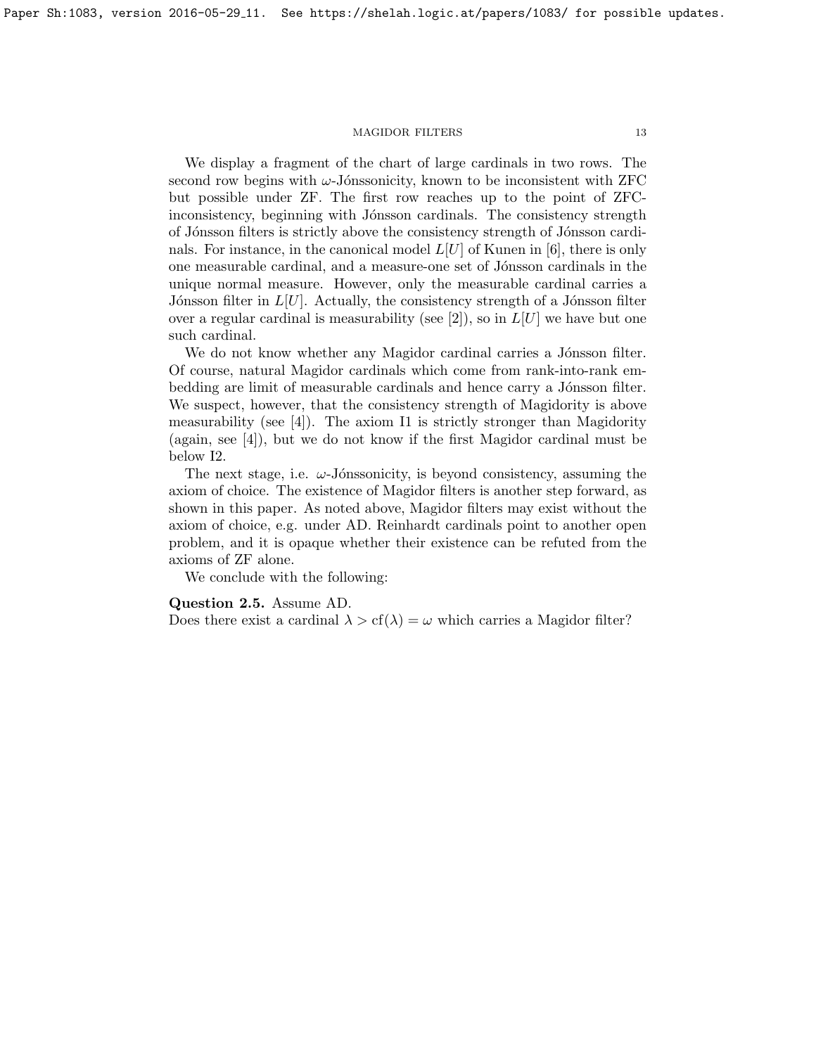We display a fragment of the chart of large cardinals in two rows. The second row begins with $\omega$-Jónssonicity, known to be inconsistent with ZFC but possible under ZF. The first row reaches up to the point of ZFC-inconsistency, beginning with Jónsson cardinals. The consistency strength of Jónsson filters is strictly above the consistency strength of Jónsson cardinals. For instance, in the canonical model $L[U]$ of Kunen in [6], there is only one measurable cardinal, and a measure-one set of Jónsson cardinals in the unique normal measure. However, only the measurable cardinal carries a Jónsson filter in $L[U]$. Actually, the consistency strength of a Jónsson filter over a regular cardinal is measurability (see [2]), so in $L[U]$ we have but one such cardinal.

We do not know whether any Magidor cardinal carries a Jónsson filter. Of course, natural Magidor cardinals which come from rank-into-rank embedding are limit of measurable cardinals and hence carry a Jónsson filter. We suspect, however, that the consistency strength of Magidority is above measurability (see [4]). The axiom I1 is strictly stronger than Magidority (again, see [4]), but we do not know if the first Magidor cardinal must be below I2.

The next stage, i.e. $\omega$-Jónssonicity, is beyond consistency, assuming the axiom of choice. The existence of Magidor filters is another step forward, as shown in this paper. As noted above, Magidor filters may exist without the axiom of choice, e.g. under AD. Reinhardt cardinals point to another open problem, and it is opaque whether their existence can be refuted from the axioms of ZF alone.

We conclude with the following:

**Question 2.5.** Assume AD.
Does there exist a cardinal $\lambda > \mathrm{cf}(\lambda) = \omega$ which carries a Magidor filter?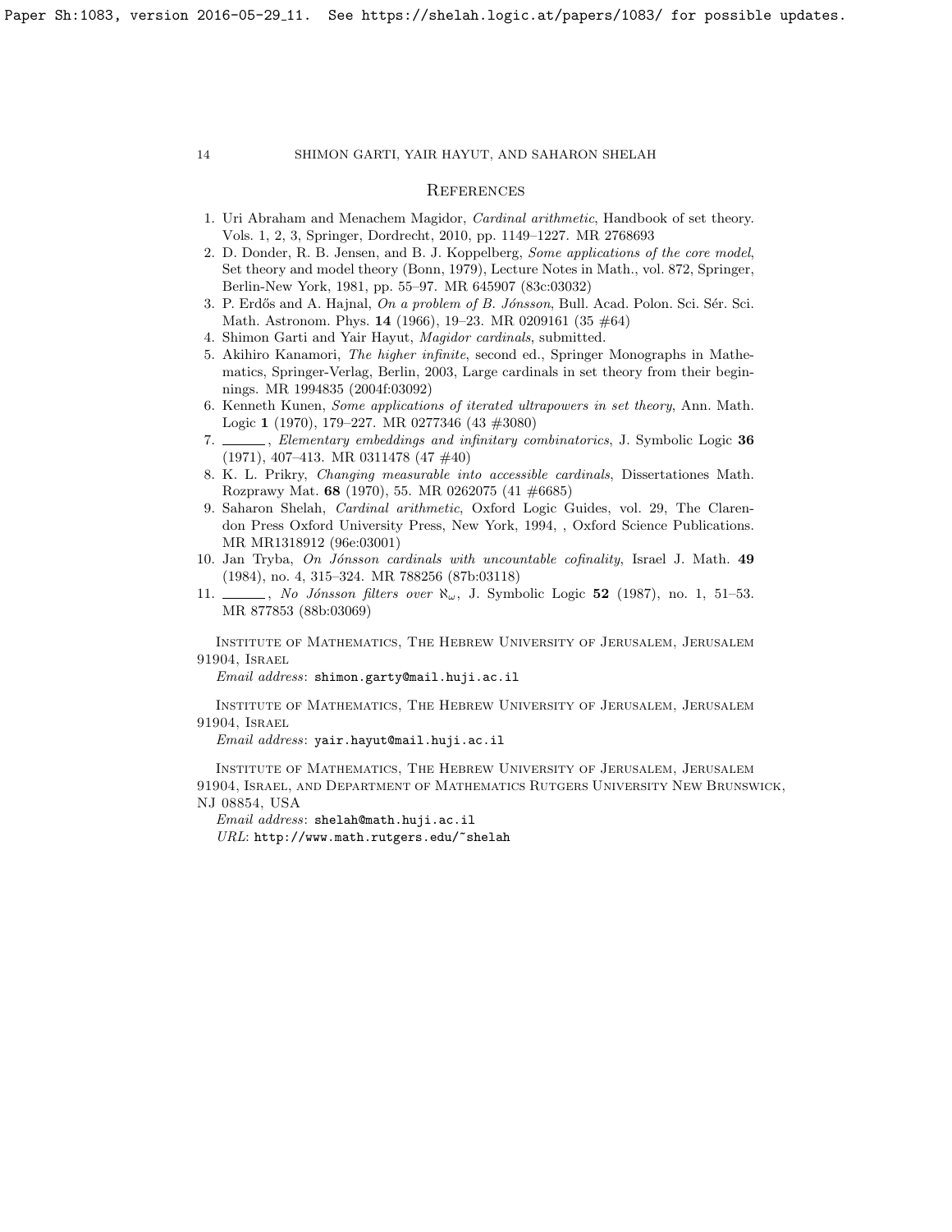## References

1. Uri Abraham and Menachem Magidor, *Cardinal arithmetic*, Handbook of set theory. Vols. 1, 2, 3, Springer, Dordrecht, 2010, pp. 1149–1227. MR 2768693
2. D. Donder, R. B. Jensen, and B. J. Koppelberg, *Some applications of the core model*, Set theory and model theory (Bonn, 1979), Lecture Notes in Math., vol. 872, Springer, Berlin-New York, 1981, pp. 55–97. MR 645907 (83c:03032)
3. P. Erdős and A. Hajnal, *On a problem of B. Jónsson*, Bull. Acad. Polon. Sci. Sér. Sci. Math. Astronom. Phys. **14** (1966), 19–23. MR 0209161 (35 #64)
4. Shimon Garti and Yair Hayut, *Magidor cardinals*, submitted.
5. Akihiro Kanamori, *The higher infinite*, second ed., Springer Monographs in Mathematics, Springer-Verlag, Berlin, 2003, Large cardinals in set theory from their beginnings. MR 1994835 (2004f:03092)
6. Kenneth Kunen, *Some applications of iterated ultrapowers in set theory*, Ann. Math. Logic **1** (1970), 179–227. MR 0277346 (43 #3080)
7. ______, *Elementary embeddings and infinitary combinatorics*, J. Symbolic Logic **36** (1971), 407–413. MR 0311478 (47 #40)
8. K. L. Prikry, *Changing measurable into accessible cardinals*, Dissertationes Math. Rozprawy Mat. **68** (1970), 55. MR 0262075 (41 #6685)
9. Saharon Shelah, *Cardinal arithmetic*, Oxford Logic Guides, vol. 29, The Clarendon Press Oxford University Press, New York, 1994, , Oxford Science Publications. MR MR1318912 (96e:03001)
10. Jan Tryba, *On Jónsson cardinals with uncountable cofinality*, Israel J. Math. **49** (1984), no. 4, 315–324. MR 788256 (87b:03118)
11. ______, *No Jónsson filters over $\aleph_\omega$*, J. Symbolic Logic **52** (1987), no. 1, 51–53. MR 877853 (88b:03069)

Institute of Mathematics, The Hebrew University of Jerusalem, Jerusalem 91904, Israel

*Email address*: shimon.garty@mail.huji.ac.il

Institute of Mathematics, The Hebrew University of Jerusalem, Jerusalem 91904, Israel

*Email address*: yair.hayut@mail.huji.ac.il

Institute of Mathematics, The Hebrew University of Jerusalem, Jerusalem 91904, Israel, and Department of Mathematics Rutgers University New Brunswick, NJ 08854, USA

*Email address*: shelah@math.huji.ac.il

*URL*: http://www.math.rutgers.edu/~shelah